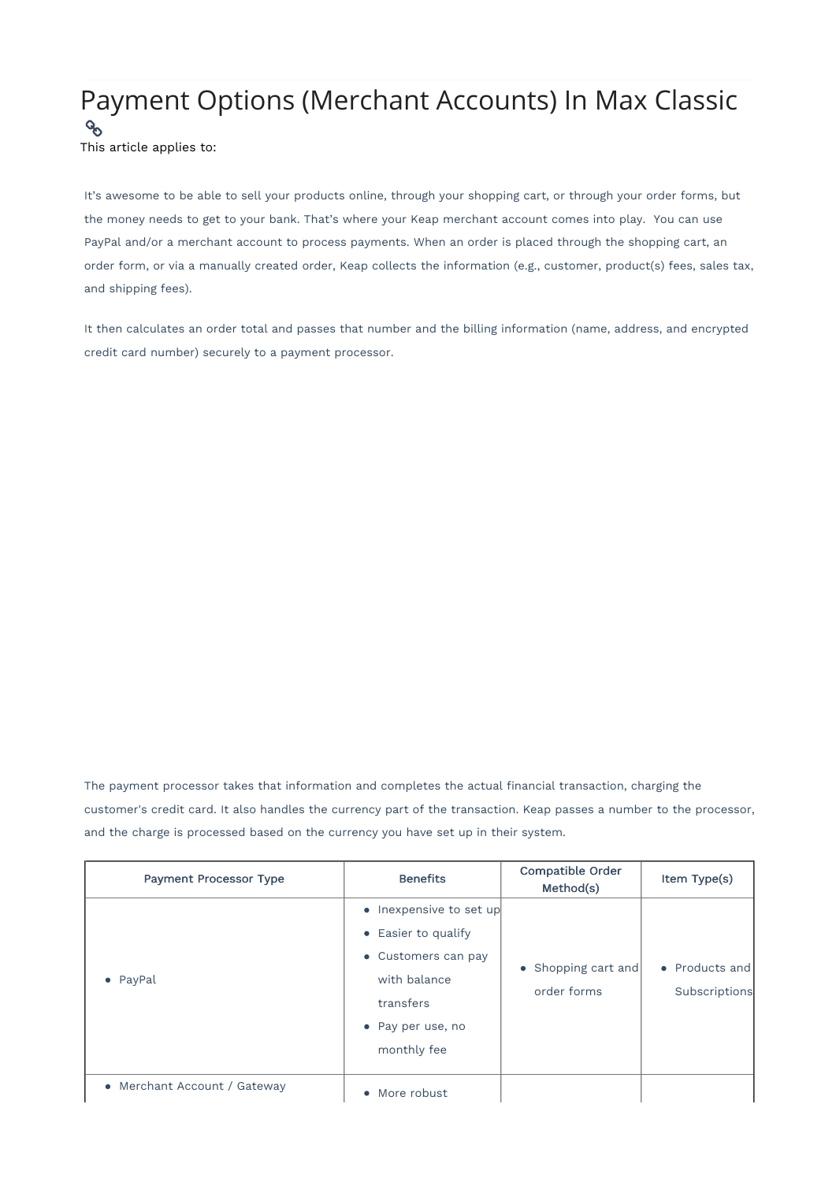# Payment Options (Merchant Accounts) In Max Classic

This article applies to:

It's awesome to be able to sell your products online, through your shopping cart, or through your order forms, but the money needs to get to your bank. That's where your Keap merchant account comes into play.  You can use PayPal and/or a merchant account to process payments. When an order is placed through the shopping cart, an order form, or via a manually created order, Keap collects the information (e.g., customer, product(s) fees, sales tax, and shipping fees).

It then calculates an order total and passes that number and the billing information (name, address, and encrypted credit card number) securely to a payment processor.

The payment processor takes that information and completes the actual financial transaction, charging the customer's credit card. It also handles the currency part of the transaction. Keap passes a number to the processor, and the charge is processed based on the currency you have set up in their system.

| Payment Processor Type | Benefits | Compatible Order Method(s) | Item Type(s) |
|---|---|---|---|
| • PayPal | • Inexpensive to set up<br>• Easier to qualify<br>• Customers can pay with balance transfers<br>• Pay per use, no monthly fee | • Shopping cart and order forms | • Products and Subscriptions |
| • Merchant Account / Gateway | • More robust | | |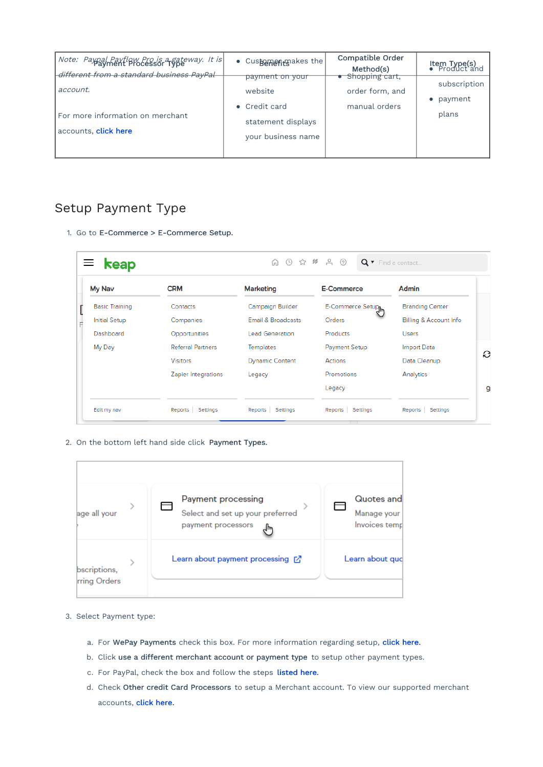| Payment Processor Type | Benefits | Compatible Order Method(s) | Item Type(s) |
|---|---|---|---|
| *Note: Paypal Payflow Pro is a gateway. It is different from a standard business PayPal account.* For more information on merchant accounts, click here | • Customer makes the payment on your website • Credit card statement displays your business name | • Shopping cart, order form, and manual orders | • Product and subscription • payment plans |

## Setup Payment Type

1. Go to **E-Commerce > E-Commerce Setup.**

2. On the bottom left hand side click **Payment Types.**

3. Select Payment type:

   a. For **WePay Payments** check this box. For more information regarding setup, click here.
   
   b. Click **use a different merchant account or payment type** to setup other payment types.
   
   c. For PayPal, check the box and follow the steps listed here.
   
   d. Check **Other credit Card Processors** to setup a Merchant account. To view our supported merchant accounts, click here.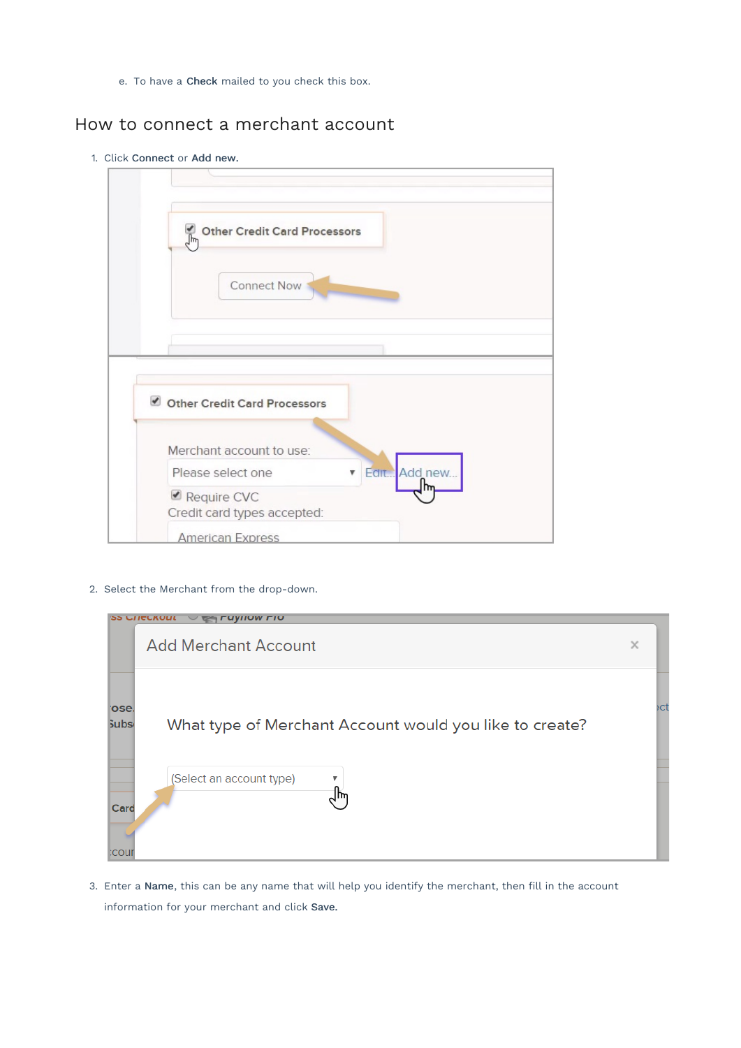e. To have a **Check** mailed to you check this box.

## How to connect a merchant account

1. Click **Connect** or **Add new.**

2. Select the Merchant from the drop-down.

3. Enter a **Name**, this can be any name that will help you identify the merchant, then fill in the account information for your merchant and click **Save.**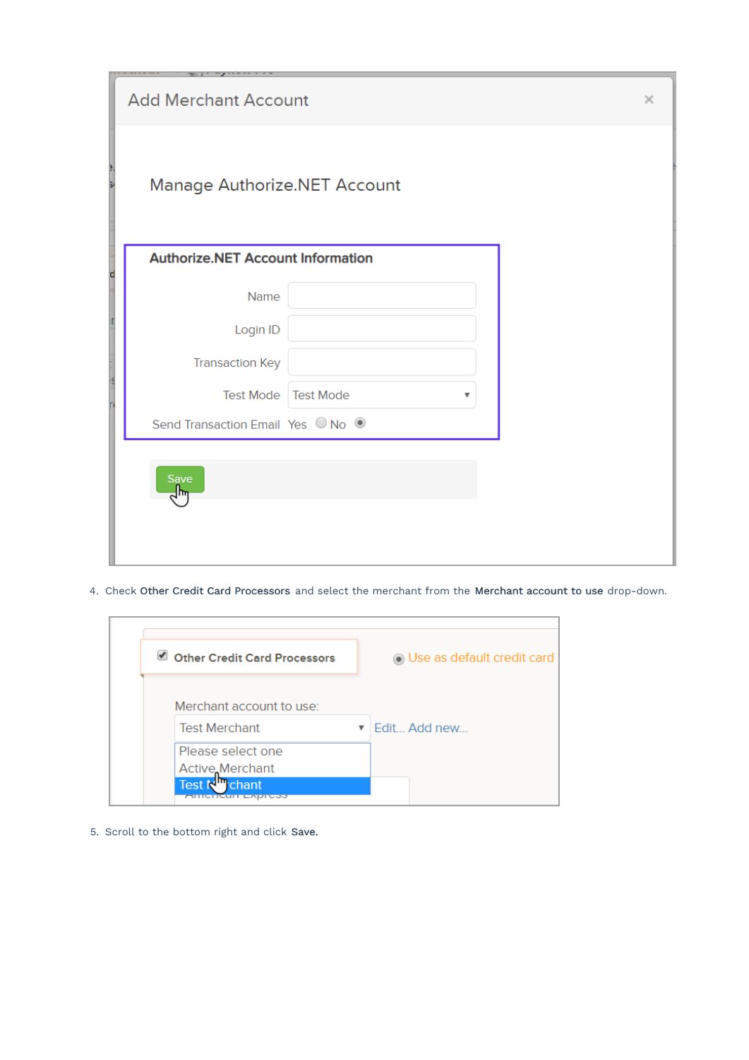4. Check **Other Credit Card Processors** and select the merchant from the **Merchant account to use** drop-down.

5. Scroll to the bottom right and click **Save.**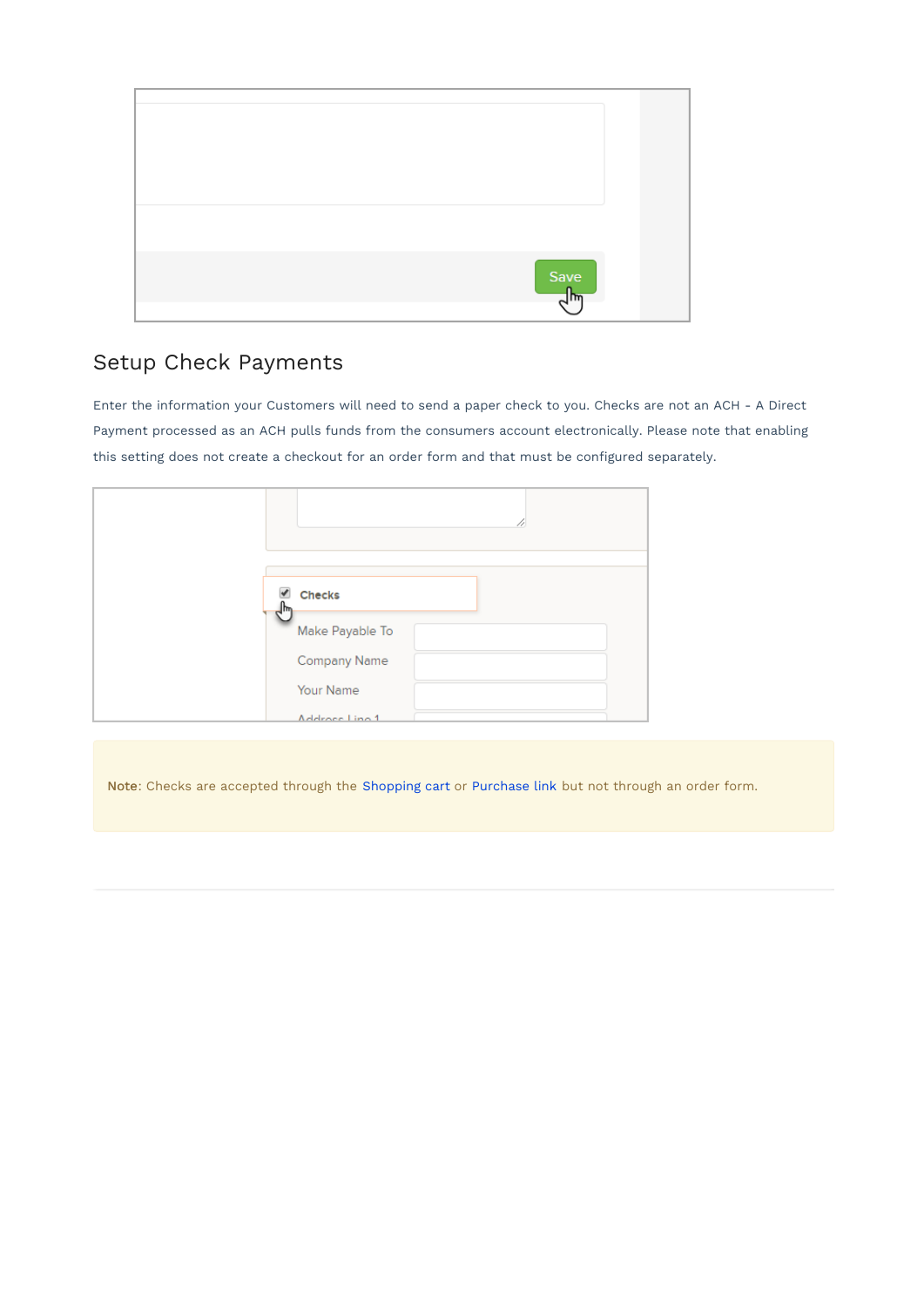## Setup Check Payments

Enter the information your Customers will need to send a paper check to you. Checks are not an ACH - A Direct Payment processed as an ACH pulls funds from the consumers account electronically. Please note that enabling this setting does not create a checkout for an order form and that must be configured separately.

**Note**: Checks are accepted through the Shopping cart or Purchase link but not through an order form.